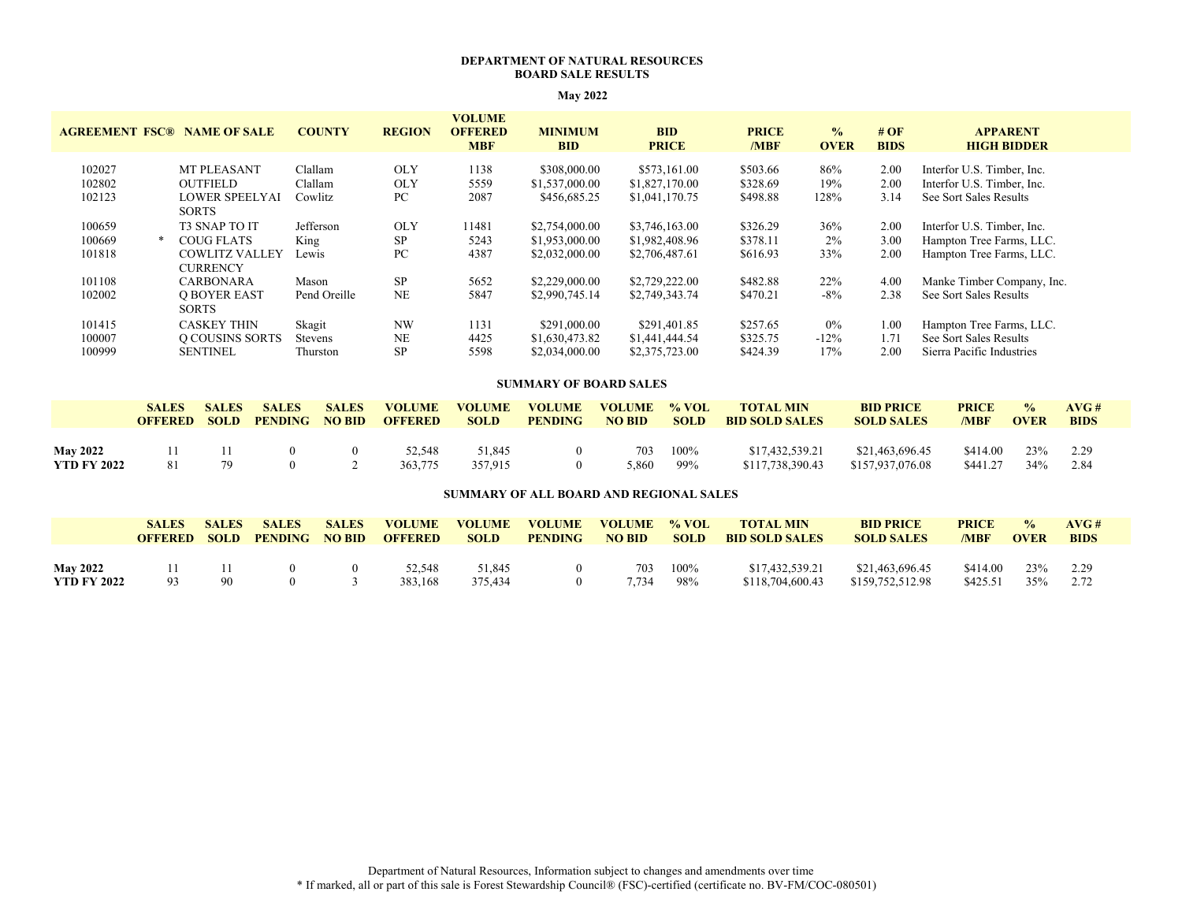# DEPARTMENT OF NATURAL RESOURCES
## BOARD SALE RESULTS

**May 2022**

| AGREEMENT | FSC® | NAME OF SALE | COUNTY | REGION | VOLUME OFFERED MBF | MINIMUM BID | BID PRICE | PRICE /MBF | % OVER | # OF BIDS | APPARENT HIGH BIDDER |
|---|---|---|---|---|---|---|---|---|---|---|---|
| 102027 | | MT PLEASANT | Clallam | OLY | 1138 | $308,000.00 | $573,161.00 | $503.66 | 86% | 2.00 | Interfor U.S. Timber, Inc. |
| 102802 | | OUTFIELD | Clallam | OLY | 5559 | $1,537,000.00 | $1,827,170.00 | $328.69 | 19% | 2.00 | Interfor U.S. Timber, Inc. |
| 102123 | | LOWER SPEELYAI SORTS | Cowlitz | PC | 2087 | $456,685.25 | $1,041,170.75 | $498.88 | 128% | 3.14 | See Sort Sales Results |
| 100659 | | T3 SNAP TO IT | Jefferson | OLY | 11481 | $2,754,000.00 | $3,746,163.00 | $326.29 | 36% | 2.00 | Interfor U.S. Timber, Inc. |
| 100669 | * | COUG FLATS | King | SP | 5243 | $1,953,000.00 | $1,982,408.96 | $378.11 | 2% | 3.00 | Hampton Tree Farms, LLC. |
| 101818 | | COWLITZ VALLEY CURRENCY | Lewis | PC | 4387 | $2,032,000.00 | $2,706,487.61 | $616.93 | 33% | 2.00 | Hampton Tree Farms, LLC. |
| 101108 | | CARBONARA | Mason | SP | 5652 | $2,229,000.00 | $2,729,222.00 | $482.88 | 22% | 4.00 | Manke Timber Company, Inc. |
| 102002 | | Q BOYER EAST SORTS | Pend Oreille | NE | 5847 | $2,990,745.14 | $2,749,343.74 | $470.21 | -8% | 2.38 | See Sort Sales Results |
| 101415 | | CASKEY THIN | Skagit | NW | 1131 | $291,000.00 | $291,401.85 | $257.65 | 0% | 1.00 | Hampton Tree Farms, LLC. |
| 100007 | | Q COUSINS SORTS | Stevens | NE | 4425 | $1,630,473.82 | $1,441,444.54 | $325.75 | -12% | 1.71 | See Sort Sales Results |
| 100999 | | SENTINEL | Thurston | SP | 5598 | $2,034,000.00 | $2,375,723.00 | $424.39 | 17% | 2.00 | Sierra Pacific Industries |

### SUMMARY OF BOARD SALES

| | SALES OFFERED | SALES SOLD | SALES PENDING | SALES NO BID | VOLUME OFFERED | VOLUME SOLD | VOLUME PENDING | VOLUME NO BID | % VOL SOLD | TOTAL MIN BID SOLD SALES | BID PRICE SOLD SALES | PRICE /MBF | % OVER | AVG # BIDS |
|---|---|---|---|---|---|---|---|---|---|---|---|---|---|---|
| **May 2022** | 11 | 11 | 0 | 0 | 52,548 | 51,845 | 0 | 703 | 100% | $17,432,539.21 | $21,463,696.45 | $414.00 | 23% | 2.29 |
| **YTD FY 2022** | 81 | 79 | 0 | 2 | 363,775 | 357,915 | 0 | 5,860 | 99% | $117,738,390.43 | $157,937,076.08 | $441.27 | 34% | 2.84 |

### SUMMARY OF ALL BOARD AND REGIONAL SALES

| | SALES OFFERED | SALES SOLD | SALES PENDING | SALES NO BID | VOLUME OFFERED | VOLUME SOLD | VOLUME PENDING | VOLUME NO BID | % VOL SOLD | TOTAL MIN BID SOLD SALES | BID PRICE SOLD SALES | PRICE /MBF | % OVER | AVG # BIDS |
|---|---|---|---|---|---|---|---|---|---|---|---|---|---|---|
| **May 2022** | 11 | 11 | 0 | 0 | 52,548 | 51,845 | 0 | 703 | 100% | $17,432,539.21 | $21,463,696.45 | $414.00 | 23% | 2.29 |
| **YTD FY 2022** | 93 | 90 | 0 | 3 | 383,168 | 375,434 | 0 | 7,734 | 98% | $118,704,600.43 | $159,752,512.98 | $425.51 | 35% | 2.72 |

Department of Natural Resources, Information subject to changes and amendments over time
* If marked, all or part of this sale is Forest Stewardship Council® (FSC)-certified (certificate no. BV-FM/COC-080501)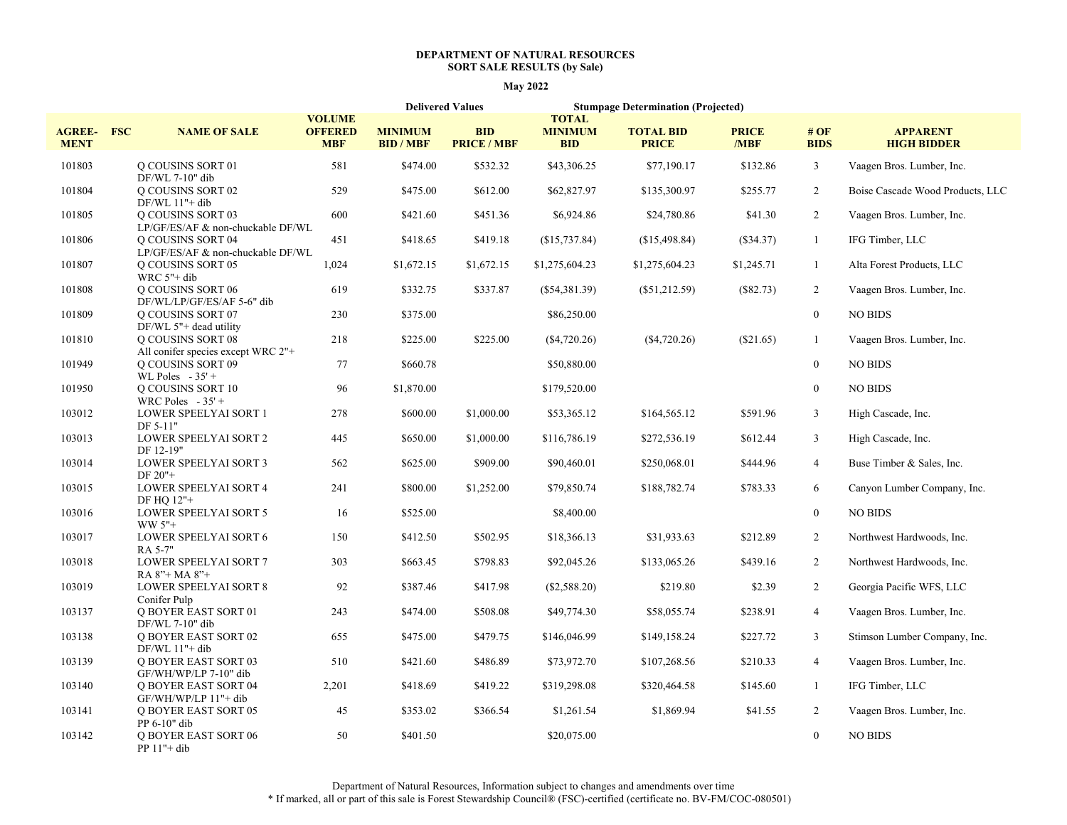**DEPARTMENT OF NATURAL RESOURCES**
**SORT SALE RESULTS (by Sale)**

**May 2022**

| AGREE-MENT | FSC | NAME OF SALE | VOLUME OFFERED MBF | Delivered Values: MINIMUM BID / MBF | Delivered Values: BID PRICE / MBF | Stumpage Determination (Projected): TOTAL MINIMUM BID | Stumpage Determination (Projected): TOTAL BID PRICE | Stumpage Determination (Projected): PRICE /MBF | # OF BIDS | APPARENT HIGH BIDDER |
|---|---|---|---|---|---|---|---|---|---|---|
| 101803 | | Q COUSINS SORT 01<br>DF/WL 7-10" dib | 581 | $474.00 | $532.32 | $43,306.25 | $77,190.17 | $132.86 | 3 | Vaagen Bros. Lumber, Inc. |
| 101804 | | Q COUSINS SORT 02<br>DF/WL 11"+ dib | 529 | $475.00 | $612.00 | $62,827.97 | $135,300.97 | $255.77 | 2 | Boise Cascade Wood Products, LLC |
| 101805 | | Q COUSINS SORT 03<br>LP/GF/ES/AF & non-chuckable DF/WL | 600 | $421.60 | $451.36 | $6,924.86 | $24,780.86 | $41.30 | 2 | Vaagen Bros. Lumber, Inc. |
| 101806 | | Q COUSINS SORT 04<br>LP/GF/ES/AF & non-chuckable DF/WL | 451 | $418.65 | $419.18 | ($15,737.84) | ($15,498.84) | ($34.37) | 1 | IFG Timber, LLC |
| 101807 | | Q COUSINS SORT 05<br>WRC 5"+ dib | 1,024 | $1,672.15 | $1,672.15 | $1,275,604.23 | $1,275,604.23 | $1,245.71 | 1 | Alta Forest Products, LLC |
| 101808 | | Q COUSINS SORT 06<br>DF/WL/LP/GF/ES/AF 5-6" dib | 619 | $332.75 | $337.87 | ($54,381.39) | ($51,212.59) | ($82.73) | 2 | Vaagen Bros. Lumber, Inc. |
| 101809 | | Q COUSINS SORT 07<br>DF/WL 5"+ dead utility | 230 | $375.00 | | $86,250.00 | | | 0 | NO BIDS |
| 101810 | | Q COUSINS SORT 08<br>All conifer species except WRC 2"+ | 218 | $225.00 | $225.00 | ($4,720.26) | ($4,720.26) | ($21.65) | 1 | Vaagen Bros. Lumber, Inc. |
| 101949 | | Q COUSINS SORT 09<br>WL Poles - 35' + | 77 | $660.78 | | $50,880.00 | | | 0 | NO BIDS |
| 101950 | | Q COUSINS SORT 10<br>WRC Poles - 35' + | 96 | $1,870.00 | | $179,520.00 | | | 0 | NO BIDS |
| 103012 | | LOWER SPEELYAI SORT 1<br>DF 5-11" | 278 | $600.00 | $1,000.00 | $53,365.12 | $164,565.12 | $591.96 | 3 | High Cascade, Inc. |
| 103013 | | LOWER SPEELYAI SORT 2<br>DF 12-19" | 445 | $650.00 | $1,000.00 | $116,786.19 | $272,536.19 | $612.44 | 3 | High Cascade, Inc. |
| 103014 | | LOWER SPEELYAI SORT 3<br>DF 20"+ | 562 | $625.00 | $909.00 | $90,460.01 | $250,068.01 | $444.96 | 4 | Buse Timber & Sales, Inc. |
| 103015 | | LOWER SPEELYAI SORT 4<br>DF HQ 12"+ | 241 | $800.00 | $1,252.00 | $79,850.74 | $188,782.74 | $783.33 | 6 | Canyon Lumber Company, Inc. |
| 103016 | | LOWER SPEELYAI SORT 5<br>WW 5"+ | 16 | $525.00 | | $8,400.00 | | | 0 | NO BIDS |
| 103017 | | LOWER SPEELYAI SORT 6<br>RA 5-7" | 150 | $412.50 | $502.95 | $18,366.13 | $31,933.63 | $212.89 | 2 | Northwest Hardwoods, Inc. |
| 103018 | | LOWER SPEELYAI SORT 7<br>RA 8"+ MA 8"+ | 303 | $663.45 | $798.83 | $92,045.26 | $133,065.26 | $439.16 | 2 | Northwest Hardwoods, Inc. |
| 103019 | | LOWER SPEELYAI SORT 8<br>Conifer Pulp | 92 | $387.46 | $417.98 | ($2,588.20) | $219.80 | $2.39 | 2 | Georgia Pacific WFS, LLC |
| 103137 | | Q BOYER EAST SORT 01<br>DF/WL 7-10" dib | 243 | $474.00 | $508.08 | $49,774.30 | $58,055.74 | $238.91 | 4 | Vaagen Bros. Lumber, Inc. |
| 103138 | | Q BOYER EAST SORT 02<br>DF/WL 11"+ dib | 655 | $475.00 | $479.75 | $146,046.99 | $149,158.24 | $227.72 | 3 | Stimson Lumber Company, Inc. |
| 103139 | | Q BOYER EAST SORT 03<br>GF/WH/WP/LP 7-10" dib | 510 | $421.60 | $486.89 | $73,972.70 | $107,268.56 | $210.33 | 4 | Vaagen Bros. Lumber, Inc. |
| 103140 | | Q BOYER EAST SORT 04<br>GF/WH/WP/LP 11"+ dib | 2,201 | $418.69 | $419.22 | $319,298.08 | $320,464.58 | $145.60 | 1 | IFG Timber, LLC |
| 103141 | | Q BOYER EAST SORT 05<br>PP 6-10" dib | 45 | $353.02 | $366.54 | $1,261.54 | $1,869.94 | $41.55 | 2 | Vaagen Bros. Lumber, Inc. |
| 103142 | | Q BOYER EAST SORT 06<br>PP 11"+ dib | 50 | $401.50 | | $20,075.00 | | | 0 | NO BIDS |

Department of Natural Resources, Information subject to changes and amendments over time

\* If marked, all or part of this sale is Forest Stewardship Council® (FSC)-certified (certificate no. BV-FM/COC-080501)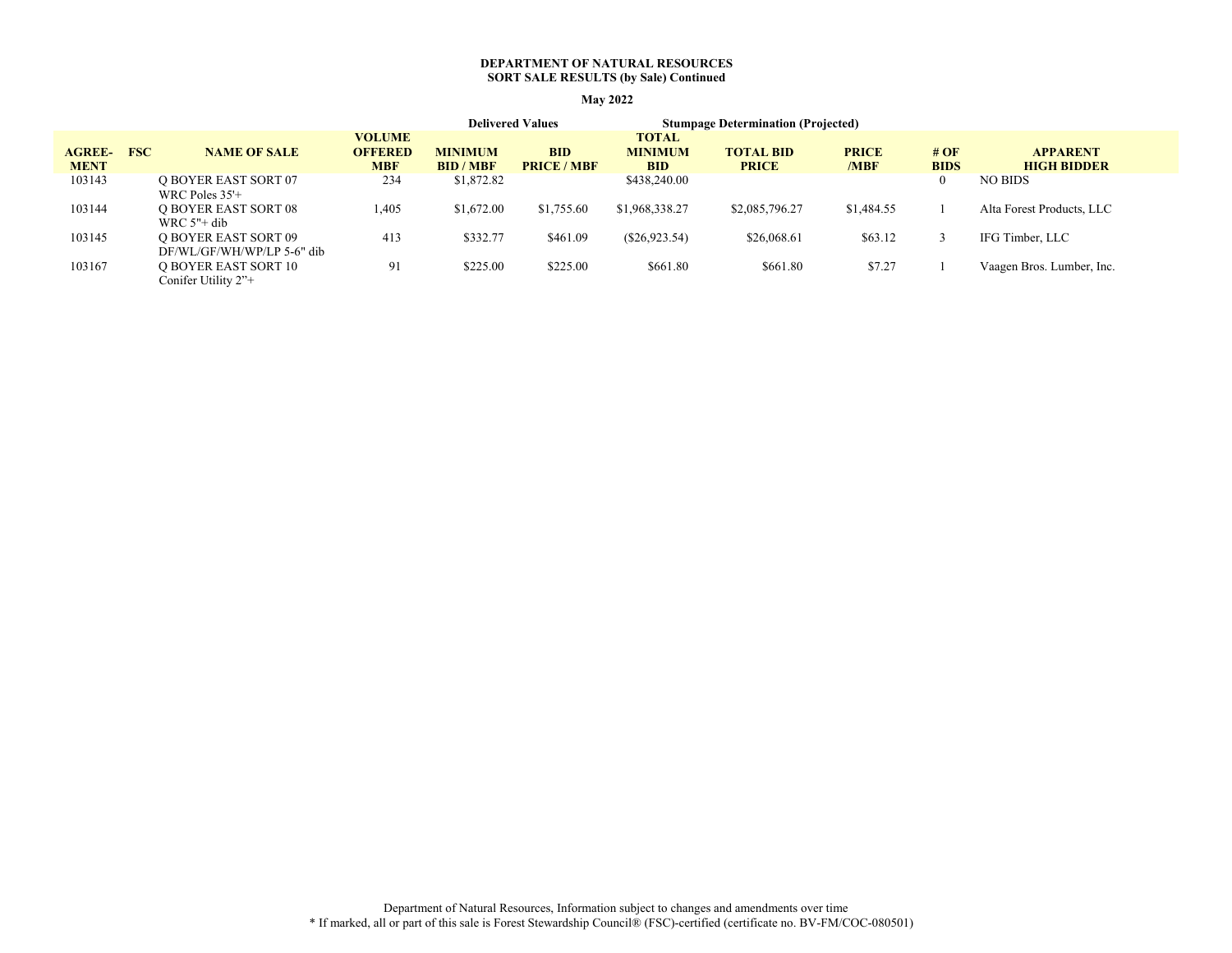**DEPARTMENT OF NATURAL RESOURCES**
**SORT SALE RESULTS (by Sale) Continued**

**May 2022**

| | | | | Delivered Values | | Stumpage Determination (Projected) | | | | |
|---|---|---|---|---|---|---|---|---|---|---|
| **AGREE-MENT** | **FSC** | **NAME OF SALE** | **VOLUME OFFERED MBF** | **MINIMUM BID / MBF** | **BID PRICE / MBF** | **TOTAL MINIMUM BID** | **TOTAL BID PRICE** | **PRICE /MBF** | **# OF BIDS** | **APPARENT HIGH BIDDER** |
| 103143 | | Q BOYER EAST SORT 07 WRC Poles 35'+ | 234 | $1,872.82 | | $438,240.00 | | | 0 | NO BIDS |
| 103144 | | Q BOYER EAST SORT 08 WRC 5"+ dib | 1,405 | $1,672.00 | $1,755.60 | $1,968,338.27 | $2,085,796.27 | $1,484.55 | 1 | Alta Forest Products, LLC |
| 103145 | | Q BOYER EAST SORT 09 DF/WL/GF/WH/WP/LP 5-6" dib | 413 | $332.77 | $461.09 | ($26,923.54) | $26,068.61 | $63.12 | 3 | IFG Timber, LLC |
| 103167 | | Q BOYER EAST SORT 10 Conifer Utility 2"+ | 91 | $225.00 | $225.00 | $661.80 | $661.80 | $7.27 | 1 | Vaagen Bros. Lumber, Inc. |

Department of Natural Resources, Information subject to changes and amendments over time
* If marked, all or part of this sale is Forest Stewardship Council® (FSC)-certified (certificate no. BV-FM/COC-080501)